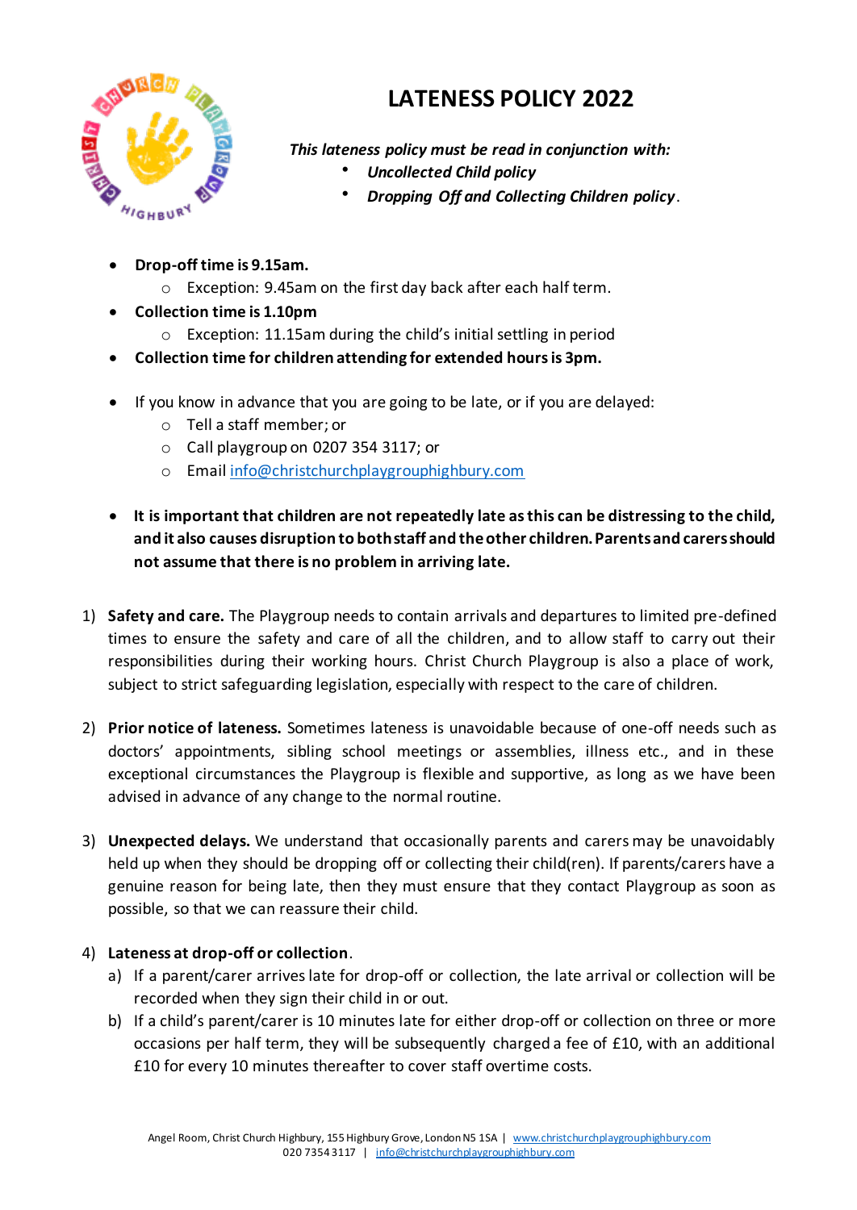# LATENESS POLICY 2022

*This lateness policy must be read in conjunction with:*

- *Uncollected Child policy*
- *Dropping Off and Collecting Children policy*.

- **Drop-off time is 9.15am.**
  - Exception: 9.45am on the first day back after each half term.
- **Collection time is 1.10pm**
  - Exception: 11.15am during the child's initial settling in period
- **Collection time for children attending for extended hours is 3pm.**

- If you know in advance that you are going to be late, or if you are delayed:
  - Tell a staff member; or
  - Call playgroup on 0207 354 3117; or
  - Email info@christchurchplaygrouphighbury.com

- **It is important that children are not repeatedly late as this can be distressing to the child, and it also causes disruption to both staff and the other children. Parents and carers should not assume that there is no problem in arriving late.**

1) **Safety and care.** The Playgroup needs to contain arrivals and departures to limited pre-defined times to ensure the safety and care of all the children, and to allow staff to carry out their responsibilities during their working hours. Christ Church Playgroup is also a place of work, subject to strict safeguarding legislation, especially with respect to the care of children.

2) **Prior notice of lateness.** Sometimes lateness is unavoidable because of one-off needs such as doctors' appointments, sibling school meetings or assemblies, illness etc., and in these exceptional circumstances the Playgroup is flexible and supportive, as long as we have been advised in advance of any change to the normal routine.

3) **Unexpected delays.** We understand that occasionally parents and carers may be unavoidably held up when they should be dropping off or collecting their child(ren). If parents/carers have a genuine reason for being late, then they must ensure that they contact Playgroup as soon as possible, so that we can reassure their child.

4) **Lateness at drop-off or collection**.
   a) If a parent/carer arrives late for drop-off or collection, the late arrival or collection will be recorded when they sign their child in or out.
   b) If a child's parent/carer is 10 minutes late for either drop-off or collection on three or more occasions per half term, they will be subsequently charged a fee of £10, with an additional £10 for every 10 minutes thereafter to cover staff overtime costs.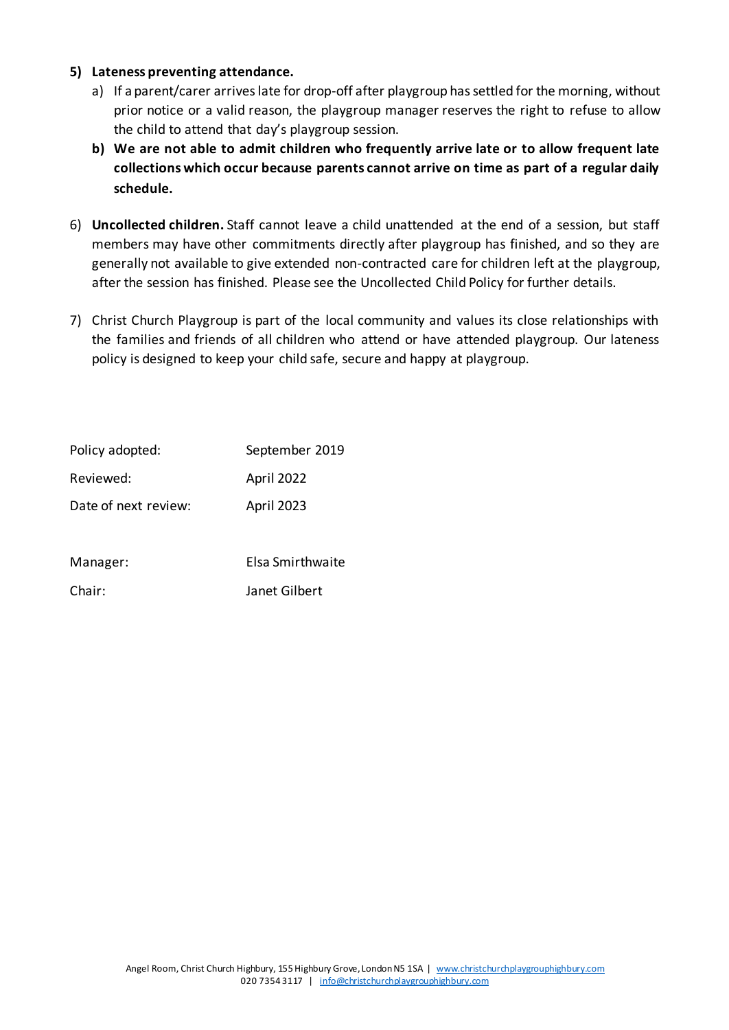5) **Lateness preventing attendance.**
   a) If a parent/carer arrives late for drop-off after playgroup has settled for the morning, without prior notice or a valid reason, the playgroup manager reserves the right to refuse to allow the child to attend that day's playgroup session.
   b) **We are not able to admit children who frequently arrive late or to allow frequent late collections which occur because parents cannot arrive on time as part of a regular daily schedule.**

6) **Uncollected children.** Staff cannot leave a child unattended at the end of a session, but staff members may have other commitments directly after playgroup has finished, and so they are generally not available to give extended non-contracted care for children left at the playgroup, after the session has finished. Please see the Uncollected Child Policy for further details.

7) Christ Church Playgroup is part of the local community and values its close relationships with the families and friends of all children who attend or have attended playgroup. Our lateness policy is designed to keep your child safe, secure and happy at playgroup.

| | |
|---|---|
| Policy adopted: | September 2019 |
| Reviewed: | April 2022 |
| Date of next review: | April 2023 |
| | |
| Manager: | Elsa Smirthwaite |
| Chair: | Janet Gilbert |